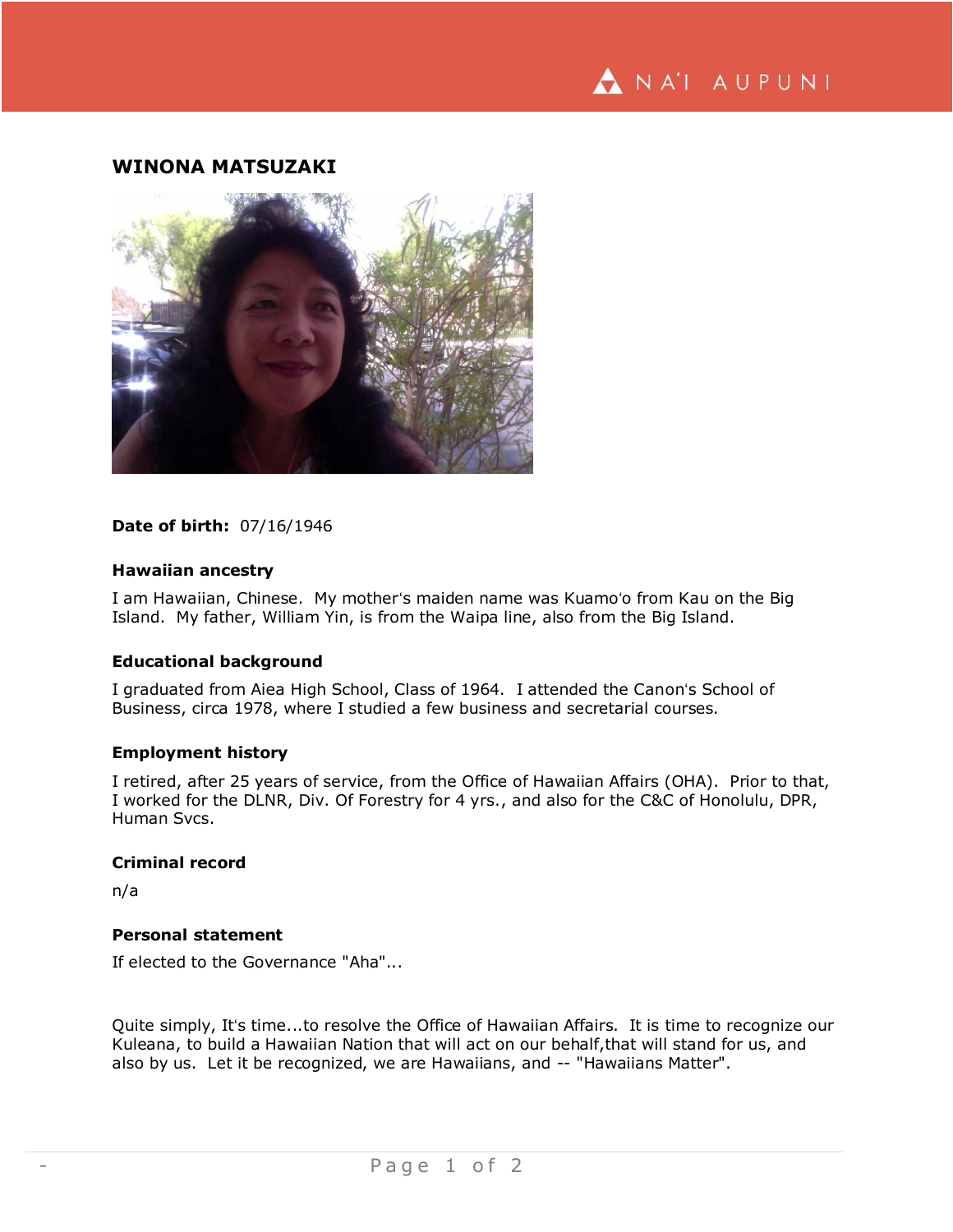# WINONA MATSUZAKI

**Date of birth:** 07/16/1946

### Hawaiian ancestry

I am Hawaiian, Chinese. My mother's maiden name was Kuamo'o from Kau on the Big Island. My father, William Yin, is from the Waipa line, also from the Big Island.

### Educational background

I graduated from Aiea High School, Class of 1964. I attended the Canon's School of Business, circa 1978, where I studied a few business and secretarial courses.

### Employment history

I retired, after 25 years of service, from the Office of Hawaiian Affairs (OHA). Prior to that, I worked for the DLNR, Div. Of Forestry for 4 yrs., and also for the C&C of Honolulu, DPR, Human Svcs.

### Criminal record

n/a

### Personal statement

If elected to the Governance "Aha"...

Quite simply, It's time...to resolve the Office of Hawaiian Affairs. It is time to recognize our Kuleana, to build a Hawaiian Nation that will act on our behalf,that will stand for us, and also by us. Let it be recognized, we are Hawaiians, and -- "Hawaiians Matter".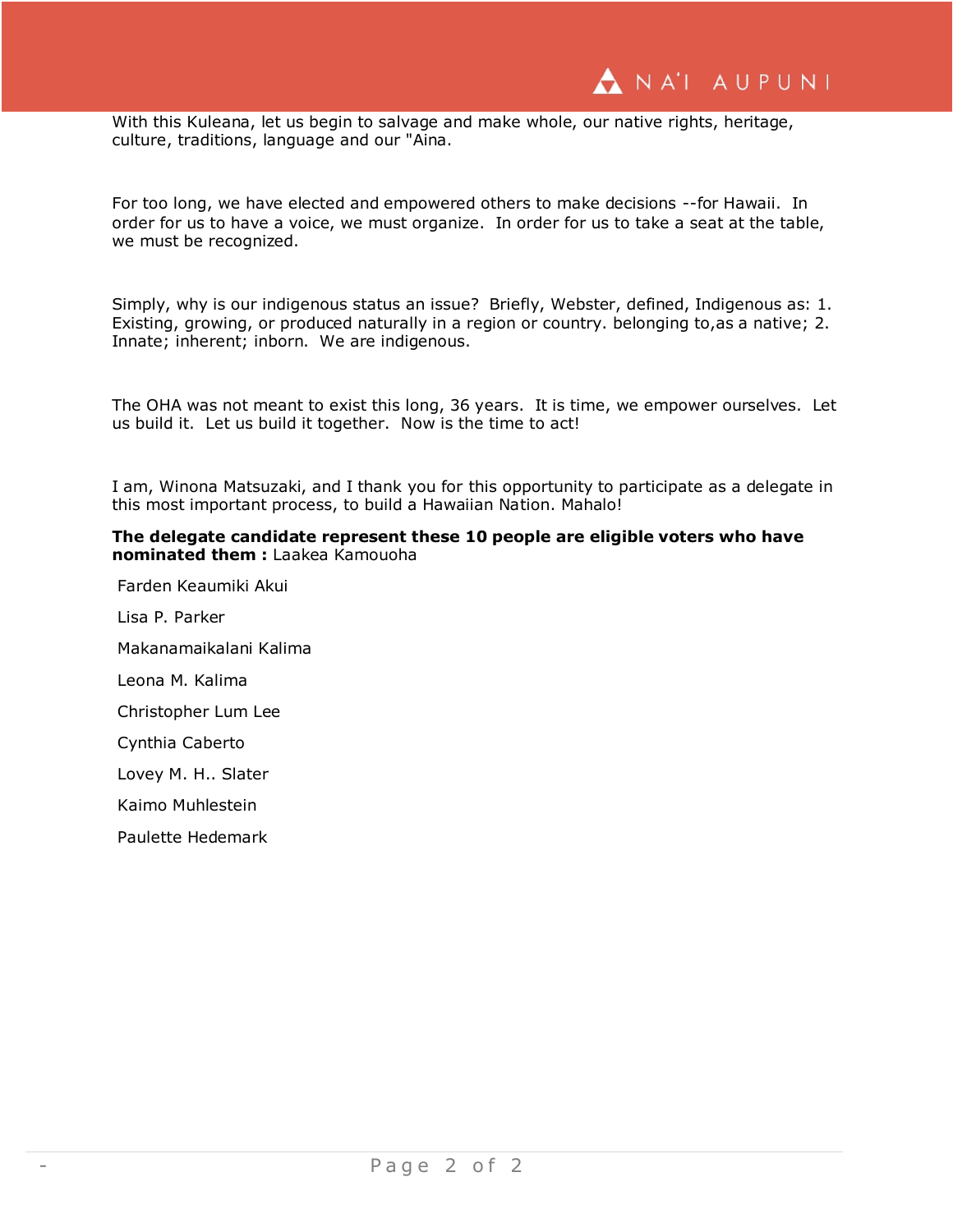With this Kuleana, let us begin to salvage and make whole, our native rights, heritage, culture, traditions, language and our "Aina.

For too long, we have elected and empowered others to make decisions --for Hawaii.  In order for us to have a voice, we must organize.  In order for us to take a seat at the table, we must be recognized.

Simply, why is our indigenous status an issue?  Briefly, Webster, defined, Indigenous as: 1. Existing, growing, or produced naturally in a region or country. belonging to,as a native; 2. Innate; inherent; inborn.  We are indigenous.

The OHA was not meant to exist this long, 36 years.  It is time, we empower ourselves.  Let us build it.  Let us build it together.  Now is the time to act!

I am, Winona Matsuzaki, and I thank you for this opportunity to participate as a delegate in this most important process, to build a Hawaiian Nation. Mahalo!

**The delegate candidate represent these 10 people are eligible voters who have nominated them :** Laakea Kamouoha

Farden Keaumiki Akui

Lisa P. Parker

Makanamaikalani Kalima

Leona M. Kalima

Christopher Lum Lee

Cynthia Caberto

Lovey M. H.. Slater

Kaimo Muhlestein

Paulette Hedemark